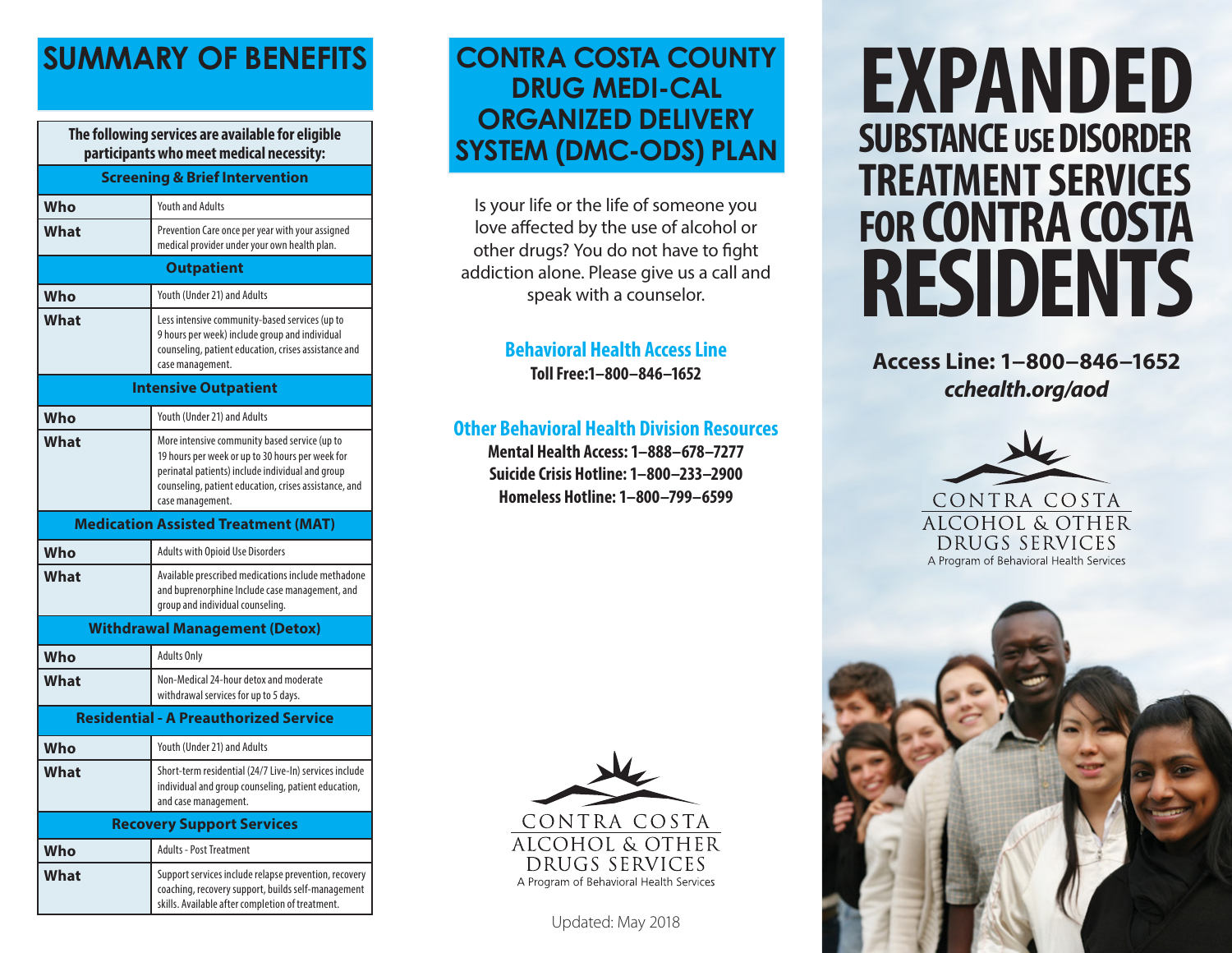## SUMMARY OF BENEFITS

The following services are available for eligible participants who meet medical necessity:

| **Screening & Brief Intervention** | |
|---|---|
| **Who** | Youth and Adults |
| **What** | Prevention Care once per year with your assigned medical provider under your own health plan. |
| **Outpatient** | |
| **Who** | Youth (Under 21) and Adults |
| **What** | Less intensive community-based services (up to 9 hours per week) include group and individual counseling, patient education, crises assistance and case management. |
| **Intensive Outpatient** | |
| **Who** | Youth (Under 21) and Adults |
| **What** | More intensive community based service (up to 19 hours per week or up to 30 hours per week for perinatal patients) include individual and group counseling, patient education, crises assistance, and case management. |
| **Medication Assisted Treatment (MAT)** | |
| **Who** | Adults with Opioid Use Disorders |
| **What** | Available prescribed medications include methadone and buprenorphine Include case management, and group and individual counseling. |
| **Withdrawal Management (Detox)** | |
| **Who** | Adults Only |
| **What** | Non-Medical 24-hour detox and moderate withdrawal services for up to 5 days. |
| **Residential - A Preauthorized Service** | |
| **Who** | Youth (Under 21) and Adults |
| **What** | Short-term residential (24/7 Live-In) services include individual and group counseling, patient education, and case management. |
| **Recovery Support Services** | |
| **Who** | Adults - Post Treatment |
| **What** | Support services include relapse prevention, recovery coaching, recovery support, builds self-management skills. Available after completion of treatment. |

## CONTRA COSTA COUNTY DRUG MEDI-CAL ORGANIZED DELIVERY SYSTEM (DMC-ODS) PLAN

Is your life or the life of someone you love affected by the use of alcohol or other drugs? You do not have to fight addiction alone. Please give us a call and speak with a counselor.

**Behavioral Health Access Line**
**Toll Free:1–800–846–1652**

**Other Behavioral Health Division Resources**
**Mental Health Access: 1–888–678–7277**
**Suicide Crisis Hotline: 1–800–233–2900**
**Homeless Hotline: 1–800–799–6599**

CONTRA COSTA ALCOHOL & OTHER DRUGS SERVICES
A Program of Behavioral Health Services

Updated: May 2018

# EXPANDED SUBSTANCE USE DISORDER TREATMENT SERVICES FOR CONTRA COSTA RESIDENTS

**Access Line: 1–800–846–1652**
***cchealth.org/aod***

CONTRA COSTA ALCOHOL & OTHER DRUGS SERVICES
A Program of Behavioral Health Services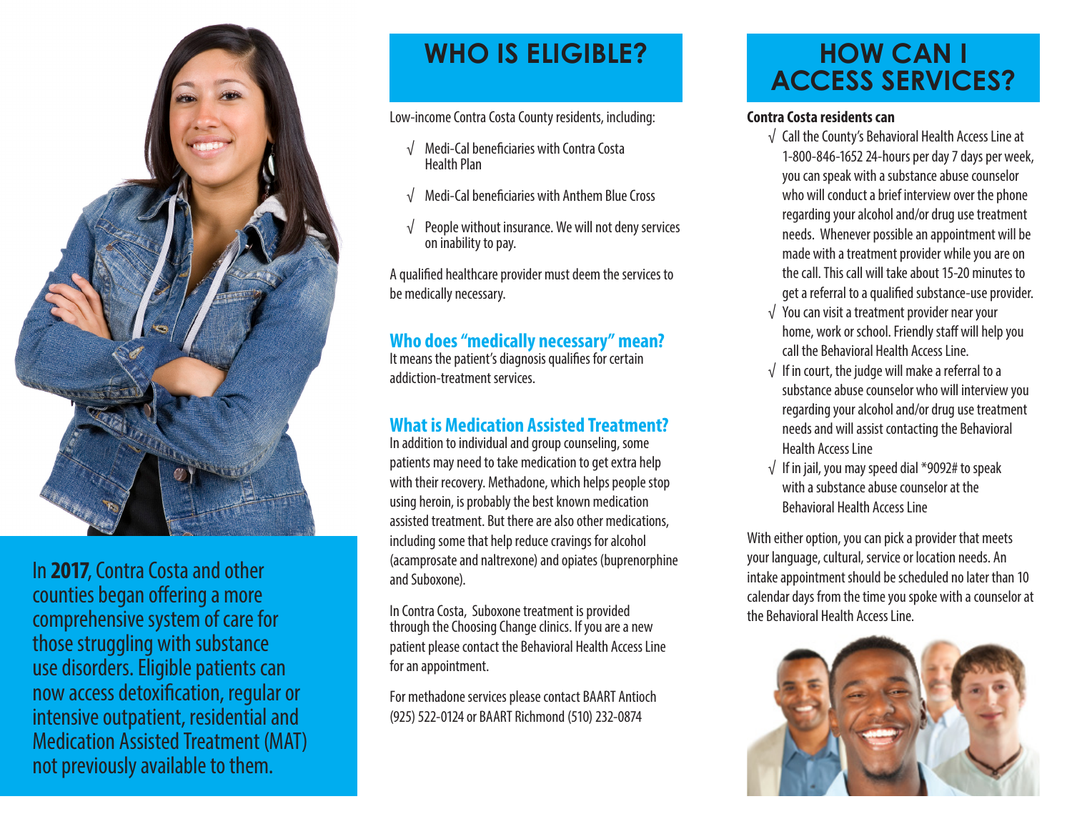In **2017**, Contra Costa and other counties began offering a more comprehensive system of care for those struggling with substance use disorders. Eligible patients can now access detoxification, regular or intensive outpatient, residential and Medication Assisted Treatment (MAT) not previously available to them.

## WHO IS ELIGIBLE?

Low-income Contra Costa County residents, including:

- √ Medi-Cal beneficiaries with Contra Costa Health Plan
- √ Medi-Cal beneficiaries with Anthem Blue Cross
- √ People without insurance. We will not deny services on inability to pay.

A qualified healthcare provider must deem the services to be medically necessary.

### Who does "medically necessary" mean?

It means the patient's diagnosis qualifies for certain addiction-treatment services.

### What is Medication Assisted Treatment?

In addition to individual and group counseling, some patients may need to take medication to get extra help with their recovery. Methadone, which helps people stop using heroin, is probably the best known medication assisted treatment. But there are also other medications, including some that help reduce cravings for alcohol (acamprosate and naltrexone) and opiates (buprenorphine and Suboxone).

In Contra Costa, Suboxone treatment is provided through the Choosing Change clinics. If you are a new patient please contact the Behavioral Health Access Line for an appointment.

For methadone services please contact BAART Antioch (925) 522-0124 or BAART Richmond (510) 232-0874

## HOW CAN I ACCESS SERVICES?

**Contra Costa residents can**

- √ Call the County's Behavioral Health Access Line at 1-800-846-1652 24-hours per day 7 days per week, you can speak with a substance abuse counselor who will conduct a brief interview over the phone regarding your alcohol and/or drug use treatment needs. Whenever possible an appointment will be made with a treatment provider while you are on the call. This call will take about 15-20 minutes to get a referral to a qualified substance-use provider.
- √ You can visit a treatment provider near your home, work or school. Friendly staff will help you call the Behavioral Health Access Line.
- √ If in court, the judge will make a referral to a substance abuse counselor who will interview you regarding your alcohol and/or drug use treatment needs and will assist contacting the Behavioral Health Access Line
- √ If in jail, you may speed dial *9092# to speak with a substance abuse counselor at the Behavioral Health Access Line

With either option, you can pick a provider that meets your language, cultural, service or location needs. An intake appointment should be scheduled no later than 10 calendar days from the time you spoke with a counselor at the Behavioral Health Access Line.